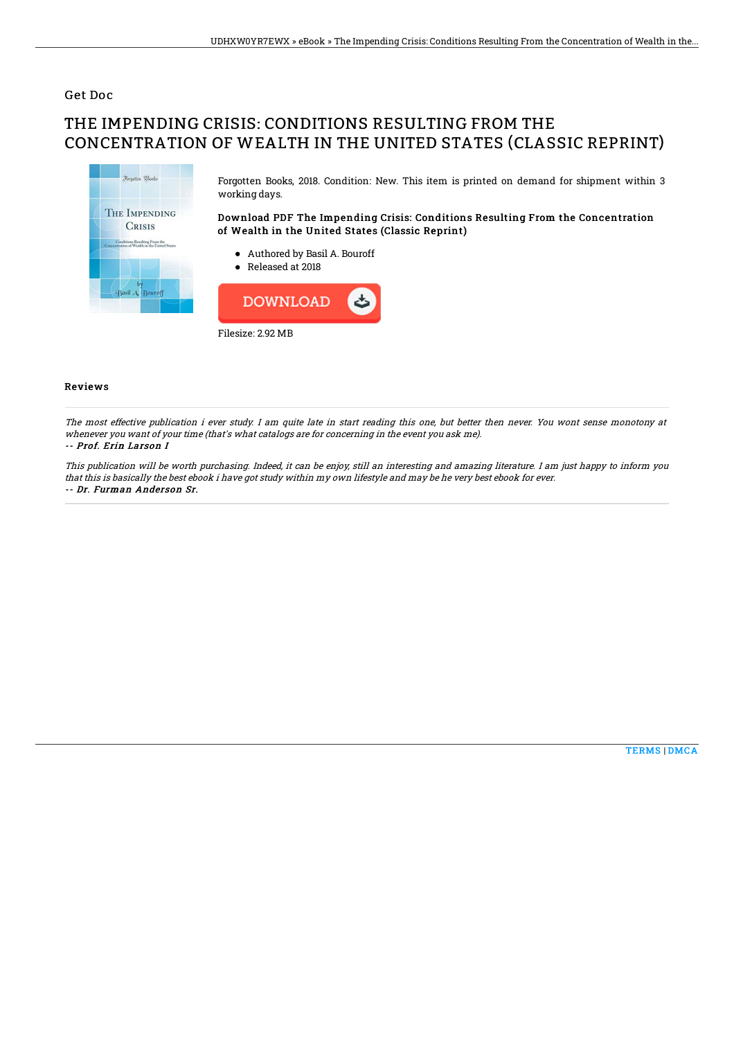Get Doc

# THE IMPENDING CRISIS: CONDITIONS RESULTING FROM THE CONCENTRATION OF WEALTH IN THE UNITED STATES (CLASSIC REPRINT)

Forgotten Books, 2018. Condition: New. This item is printed on demand for shipment within 3 working days.

**Download PDF The Impending Crisis: Conditions Resulting From the Concentration of Wealth in the United States (Classic Reprint)**

- Authored by Basil A. Bouroff
- Released at 2018

DOWNLOAD

Filesize: 2.92 MB

## Reviews

*The most effective publication i ever study. I am quite late in start reading this one, but better then never. You wont sense monotony at whenever you want of your time (that's what catalogs are for concerning in the event you ask me).*

*-- Prof. Erin Larson I*

*This publication will be worth purchasing. Indeed, it can be enjoy, still an interesting and amazing literature. I am just happy to inform you that this is basically the best ebook i have got study within my own lifestyle and may be he very best ebook for ever.*

*-- Dr. Furman Anderson Sr.*

TERMS | DMCA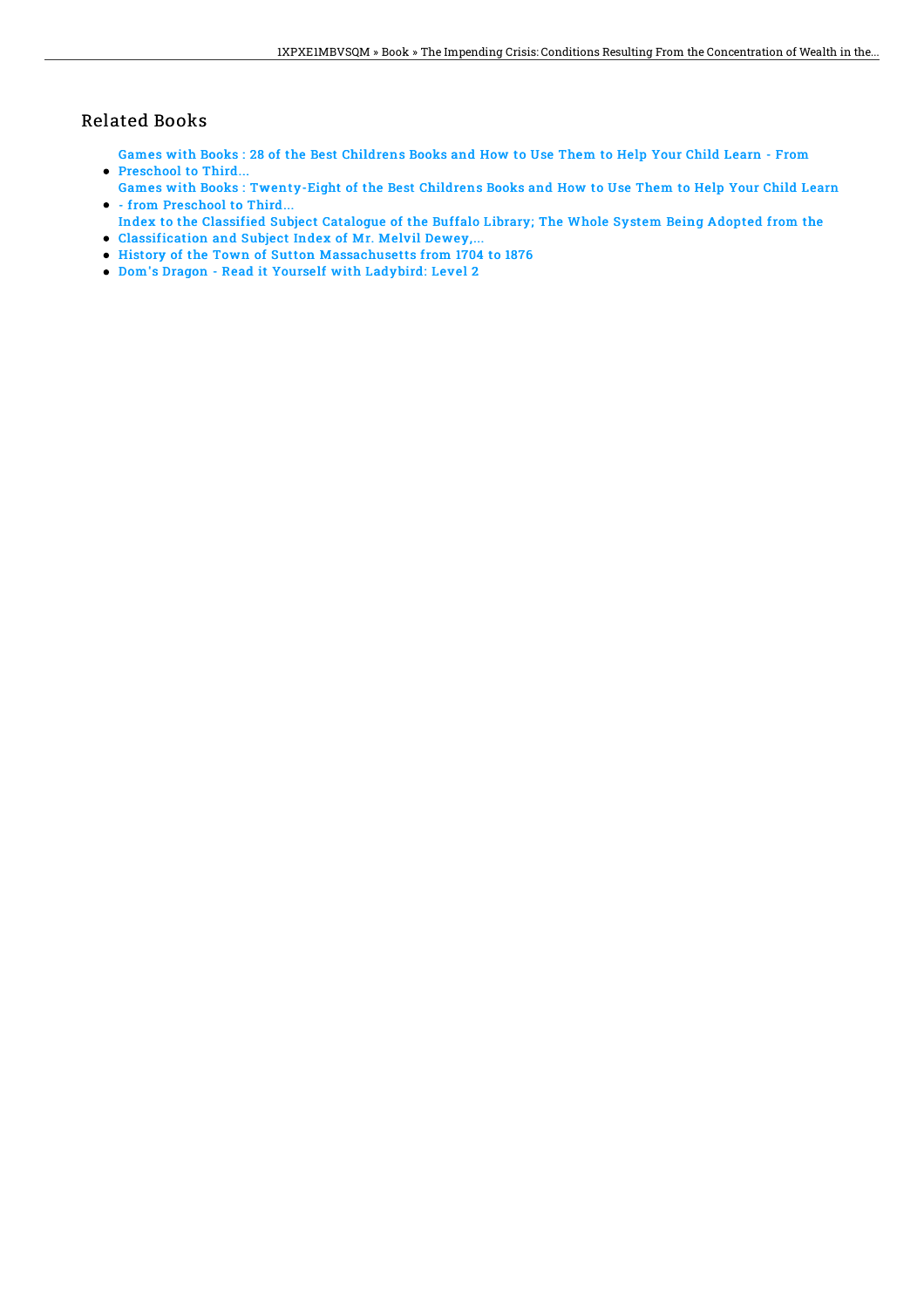## Related Books

- Games with Books : 28 of the Best Childrens Books and How to Use Them to Help Your Child Learn - From Preschool to Third...
- Games with Books : Twenty-Eight of the Best Childrens Books and How to Use Them to Help Your Child Learn - from Preschool to Third...
- Index to the Classified Subject Catalogue of the Buffalo Library; The Whole System Being Adopted from the Classification and Subject Index of Mr. Melvil Dewey,...
- History of the Town of Sutton Massachusetts from 1704 to 1876
- Dom's Dragon - Read it Yourself with Ladybird: Level 2